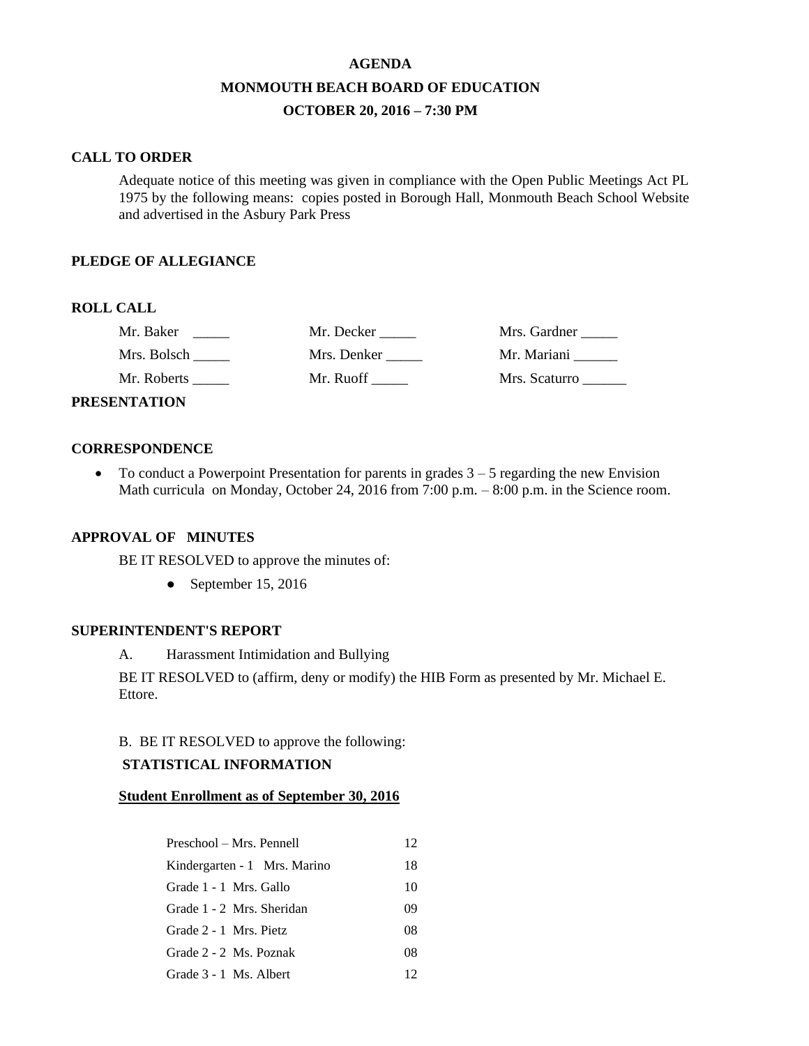# AGENDA

## MONMOUTH BEACH BOARD OF EDUCATION

## OCTOBER 20, 2016 – 7:30 PM

### CALL TO ORDER

Adequate notice of this meeting was given in compliance with the Open Public Meetings Act PL 1975 by the following means: copies posted in Borough Hall, Monmouth Beach School Website and advertised in the Asbury Park Press

### PLEDGE OF ALLEGIANCE

### ROLL CALL

| | | |
|---|---|---|
| Mr. Baker _____ | Mr. Decker _____ | Mrs. Gardner _____ |
| Mrs. Bolsch _____ | Mrs. Denker _____ | Mr. Mariani ______ |
| Mr. Roberts _____ | Mr. Ruoff _____ | Mrs. Scaturro ______ |

### PRESENTATION

### CORRESPONDENCE

- To conduct a Powerpoint Presentation for parents in grades 3 – 5 regarding the new Envision Math curricula on Monday, October 24, 2016 from 7:00 p.m. – 8:00 p.m. in the Science room.

### APPROVAL OF MINUTES

BE IT RESOLVED to approve the minutes of:

- September 15, 2016

### SUPERINTENDENT'S REPORT

A. Harassment Intimidation and Bullying

BE IT RESOLVED to (affirm, deny or modify) the HIB Form as presented by Mr. Michael E. Ettore.

B. BE IT RESOLVED to approve the following:

**STATISTICAL INFORMATION**

**<u>Student Enrollment as of September 30, 2016</u>**

| | |
|---|---|
| Preschool – Mrs. Pennell | 12 |
| Kindergarten - 1 Mrs. Marino | 18 |
| Grade 1 - 1 Mrs. Gallo | 10 |
| Grade 1 - 2 Mrs. Sheridan | 09 |
| Grade 2 - 1 Mrs. Pietz | 08 |
| Grade 2 - 2 Ms. Poznak | 08 |
| Grade 3 - 1 Ms. Albert | 12 |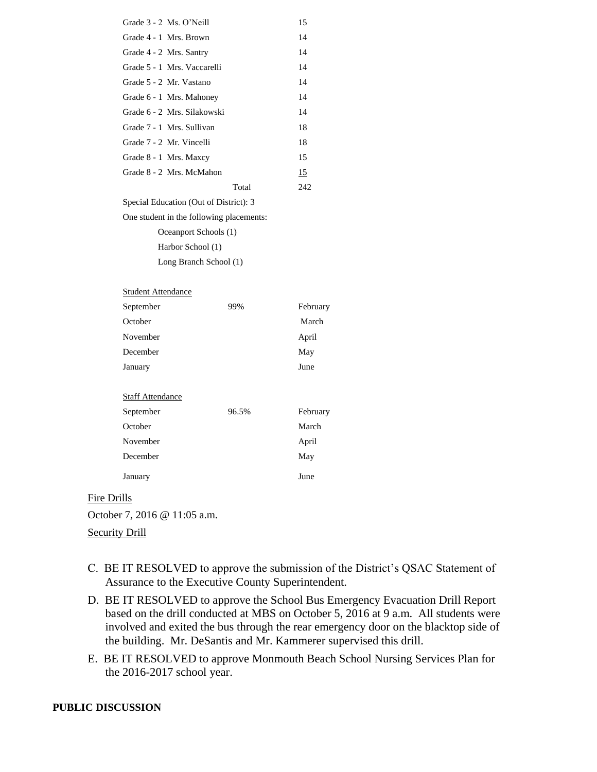| | |
|---|---|
| Grade 3 - 2 Ms. O'Neill | 15 |
| Grade 4 - 1 Mrs. Brown | 14 |
| Grade 4 - 2 Mrs. Santry | 14 |
| Grade 5 - 1 Mrs. Vaccarelli | 14 |
| Grade 5 - 2 Mr. Vastano | 14 |
| Grade 6 - 1 Mrs. Mahoney | 14 |
| Grade 6 - 2 Mrs. Silakowski | 14 |
| Grade 7 - 1 Mrs. Sullivan | 18 |
| Grade 7 - 2 Mr. Vincelli | 18 |
| Grade 8 - 1 Mrs. Maxcy | 15 |
| Grade 8 - 2 Mrs. McMahon | 15 |
| Total | 242 |

Special Education (Out of District): 3

One student in the following placements:

- Oceanport Schools (1)
- Harbor School (1)
- Long Branch School (1)

Student Attendance

| | | |
|---|---|---|
| September | 99% | February |
| October | | March |
| November | | April |
| December | | May |
| January | | June |

Staff Attendance

| | | |
|---|---|---|
| September | 96.5% | February |
| October | | March |
| November | | April |
| December | | May |
| January | | June |

Fire Drills

October 7, 2016 @ 11:05 a.m.

Security Drill

C. BE IT RESOLVED to approve the submission of the District's QSAC Statement of Assurance to the Executive County Superintendent.

D. BE IT RESOLVED to approve the School Bus Emergency Evacuation Drill Report based on the drill conducted at MBS on October 5, 2016 at 9 a.m. All students were involved and exited the bus through the rear emergency door on the blacktop side of the building. Mr. DeSantis and Mr. Kammerer supervised this drill.

E. BE IT RESOLVED to approve Monmouth Beach School Nursing Services Plan for the 2016-2017 school year.

**PUBLIC DISCUSSION**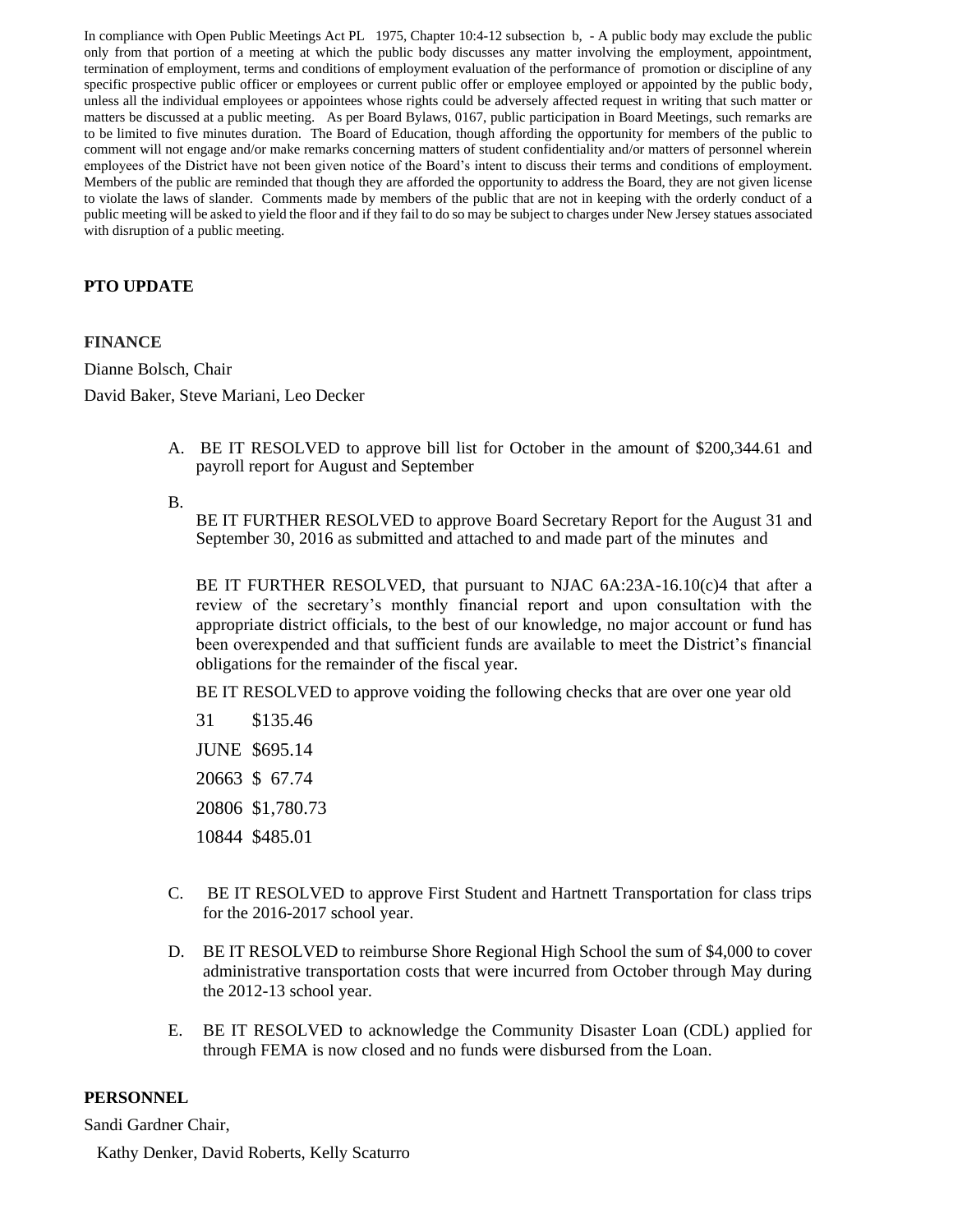In compliance with Open Public Meetings Act PL 1975, Chapter 10:4-12 subsection b, - A public body may exclude the public only from that portion of a meeting at which the public body discusses any matter involving the employment, appointment, termination of employment, terms and conditions of employment evaluation of the performance of promotion or discipline of any specific prospective public officer or employees or current public offer or employee employed or appointed by the public body, unless all the individual employees or appointees whose rights could be adversely affected request in writing that such matter or matters be discussed at a public meeting. As per Board Bylaws, 0167, public participation in Board Meetings, such remarks are to be limited to five minutes duration. The Board of Education, though affording the opportunity for members of the public to comment will not engage and/or make remarks concerning matters of student confidentiality and/or matters of personnel wherein employees of the District have not been given notice of the Board's intent to discuss their terms and conditions of employment. Members of the public are reminded that though they are afforded the opportunity to address the Board, they are not given license to violate the laws of slander. Comments made by members of the public that are not in keeping with the orderly conduct of a public meeting will be asked to yield the floor and if they fail to do so may be subject to charges under New Jersey statues associated with disruption of a public meeting.

**PTO UPDATE**

**FINANCE**

Dianne Bolsch, Chair

David Baker, Steve Mariani, Leo Decker

A. BE IT RESOLVED to approve bill list for October in the amount of $200,344.61 and payroll report for August and September

B. BE IT FURTHER RESOLVED to approve Board Secretary Report for the August 31 and September 30, 2016 as submitted and attached to and made part of the minutes and

BE IT FURTHER RESOLVED, that pursuant to NJAC 6A:23A-16.10(c)4 that after a review of the secretary's monthly financial report and upon consultation with the appropriate district officials, to the best of our knowledge, no major account or fund has been overexpended and that sufficient funds are available to meet the District's financial obligations for the remainder of the fiscal year.

BE IT RESOLVED to approve voiding the following checks that are over one year old

31 $135.46

JUNE $695.14

20663 $ 67.74

20806 $1,780.73

10844 $485.01

C. BE IT RESOLVED to approve First Student and Hartnett Transportation for class trips for the 2016-2017 school year.

D. BE IT RESOLVED to reimburse Shore Regional High School the sum of $4,000 to cover administrative transportation costs that were incurred from October through May during the 2012-13 school year.

E. BE IT RESOLVED to acknowledge the Community Disaster Loan (CDL) applied for through FEMA is now closed and no funds were disbursed from the Loan.

**PERSONNEL**

Sandi Gardner Chair,

Kathy Denker, David Roberts, Kelly Scaturro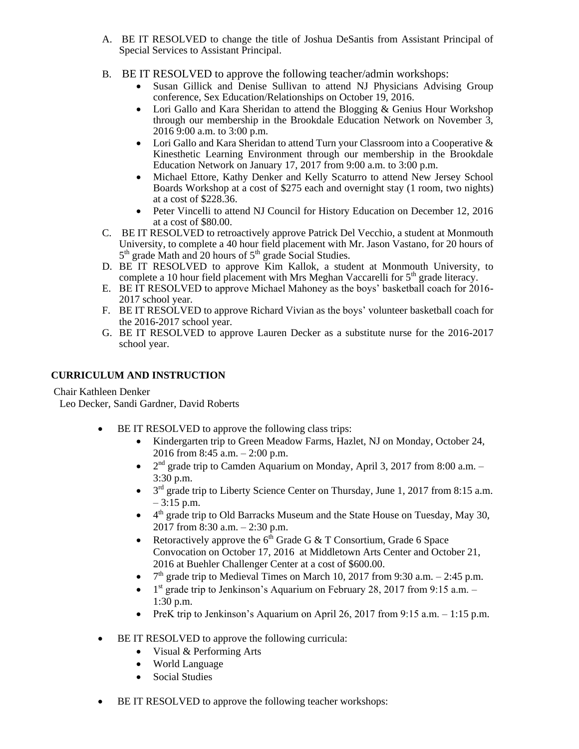A. BE IT RESOLVED to change the title of Joshua DeSantis from Assistant Principal of Special Services to Assistant Principal.

B. BE IT RESOLVED to approve the following teacher/admin workshops:
   - Susan Gillick and Denise Sullivan to attend NJ Physicians Advising Group conference, Sex Education/Relationships on October 19, 2016.
   - Lori Gallo and Kara Sheridan to attend the Blogging & Genius Hour Workshop through our membership in the Brookdale Education Network on November 3, 2016 9:00 a.m. to 3:00 p.m.
   - Lori Gallo and Kara Sheridan to attend Turn your Classroom into a Cooperative & Kinesthetic Learning Environment through our membership in the Brookdale Education Network on January 17, 2017 from 9:00 a.m. to 3:00 p.m.
   - Michael Ettore, Kathy Denker and Kelly Scaturro to attend New Jersey School Boards Workshop at a cost of $275 each and overnight stay (1 room, two nights) at a cost of $228.36.
   - Peter Vincelli to attend NJ Council for History Education on December 12, 2016 at a cost of $80.00.

C. BE IT RESOLVED to retroactively approve Patrick Del Vecchio, a student at Monmouth University, to complete a 40 hour field placement with Mr. Jason Vastano, for 20 hours of 5th grade Math and 20 hours of 5th grade Social Studies.

D. BE IT RESOLVED to approve Kim Kallok, a student at Monmouth University, to complete a 10 hour field placement with Mrs Meghan Vaccarelli for 5th grade literacy.

E. BE IT RESOLVED to approve Michael Mahoney as the boys' basketball coach for 2016-2017 school year.

F. BE IT RESOLVED to approve Richard Vivian as the boys' volunteer basketball coach for the 2016-2017 school year.

G. BE IT RESOLVED to approve Lauren Decker as a substitute nurse for the 2016-2017 school year.

**CURRICULUM AND INSTRUCTION**

Chair Kathleen Denker
Leo Decker, Sandi Gardner, David Roberts

- BE IT RESOLVED to approve the following class trips:
  - Kindergarten trip to Green Meadow Farms, Hazlet, NJ on Monday, October 24, 2016 from 8:45 a.m. – 2:00 p.m.
  - 2nd grade trip to Camden Aquarium on Monday, April 3, 2017 from 8:00 a.m. – 3:30 p.m.
  - 3rd grade trip to Liberty Science Center on Thursday, June 1, 2017 from 8:15 a.m. – 3:15 p.m.
  - 4th grade trip to Old Barracks Museum and the State House on Tuesday, May 30, 2017 from 8:30 a.m. – 2:30 p.m.
  - Retoractively approve the 6th Grade G & T Consortium, Grade 6 Space Convocation on October 17, 2016 at Middletown Arts Center and October 21, 2016 at Buehler Challenger Center at a cost of $600.00.
  - 7th grade trip to Medieval Times on March 10, 2017 from 9:30 a.m. – 2:45 p.m.
  - 1st grade trip to Jenkinson's Aquarium on February 28, 2017 from 9:15 a.m. – 1:30 p.m.
  - PreK trip to Jenkinson's Aquarium on April 26, 2017 from 9:15 a.m. – 1:15 p.m.

- BE IT RESOLVED to approve the following curricula:
  - Visual & Performing Arts
  - World Language
  - Social Studies

- BE IT RESOLVED to approve the following teacher workshops: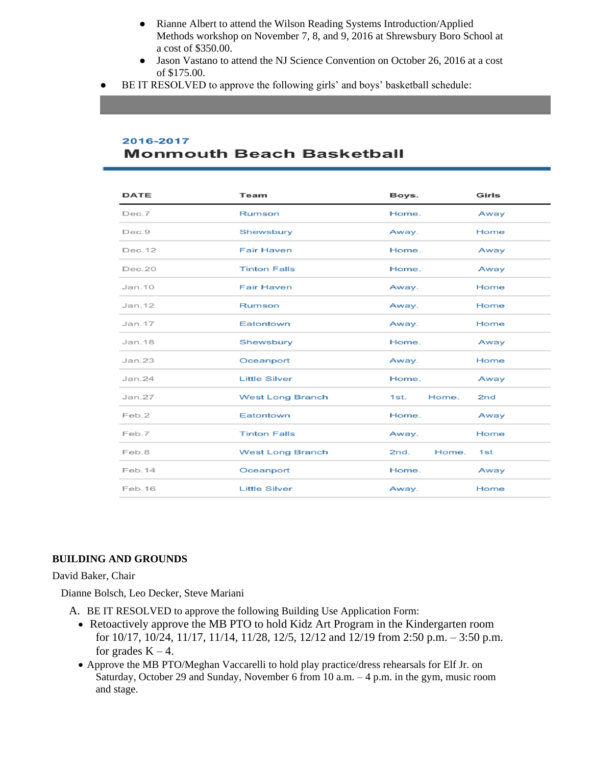- Rianne Albert to attend the Wilson Reading Systems Introduction/Applied Methods workshop on November 7, 8, and 9, 2016 at Shrewsbury Boro School at a cost of $350.00.
   - Jason Vastano to attend the NJ Science Convention on October 26, 2016 at a cost of $175.00.
- BE IT RESOLVED to approve the following girls' and boys' basketball schedule:

**2016-2017**

**Monmouth Beach Basketball**

| DATE | Team | Boys. | Girls |
|---|---|---|---|
| Dec.7 | Rumson | Home. | Away |
| Dec.9 | Shewsbury | Away. | Home |
| Dec.12 | Fair Haven | Home. | Away |
| Dec.20 | Tinton Falls | Home. | Away |
| Jan.10 | Fair Haven | Away. | Home |
| Jan.12 | Rumson | Away. | Home |
| Jan.17 | Eatontown | Away. | Home |
| Jan.18 | Shewsbury | Home. | Away |
| Jan.23 | Oceanport | Away. | Home |
| Jan.24 | Little Silver | Home. | Away |
| Jan.27 | West Long Branch | 1st. Home. | 2nd |
| Feb.2 | Eatontown | Home. | Away |
| Feb.7 | Tinton Falls | Away. | Home |
| Feb.8 | West Long Branch | 2nd. Home. | 1st |
| Feb.14 | Oceanport | Home. | Away |
| Feb.16 | Little Silver | Away. | Home |

**BUILDING AND GROUNDS**

David Baker, Chair

Dianne Bolsch, Leo Decker, Steve Mariani

A. BE IT RESOLVED to approve the following Building Use Application Form:
   - Retoactively approve the MB PTO to hold Kidz Art Program in the Kindergarten room for 10/17, 10/24, 11/17, 11/14, 11/28, 12/5, 12/12 and 12/19 from 2:50 p.m. – 3:50 p.m. for grades K – 4.
   - Approve the MB PTO/Meghan Vaccarelli to hold play practice/dress rehearsals for Elf Jr. on Saturday, October 29 and Sunday, November 6 from 10 a.m. – 4 p.m. in the gym, music room and stage.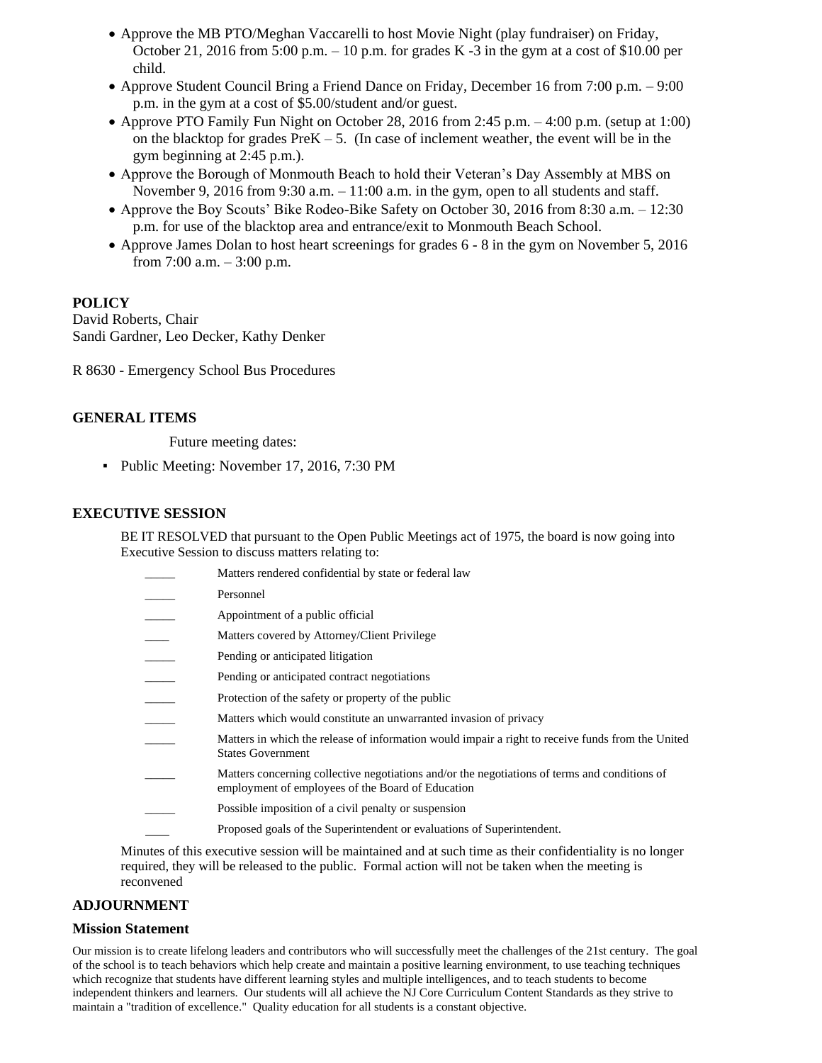- Approve the MB PTO/Meghan Vaccarelli to host Movie Night (play fundraiser) on Friday, October 21, 2016 from 5:00 p.m. – 10 p.m. for grades K -3 in the gym at a cost of $10.00 per child.
- Approve Student Council Bring a Friend Dance on Friday, December 16 from 7:00 p.m. – 9:00 p.m. in the gym at a cost of $5.00/student and/or guest.
- Approve PTO Family Fun Night on October 28, 2016 from 2:45 p.m. – 4:00 p.m. (setup at 1:00) on the blacktop for grades PreK – 5. (In case of inclement weather, the event will be in the gym beginning at 2:45 p.m.).
- Approve the Borough of Monmouth Beach to hold their Veteran's Day Assembly at MBS on November 9, 2016 from 9:30 a.m. – 11:00 a.m. in the gym, open to all students and staff.
- Approve the Boy Scouts' Bike Rodeo-Bike Safety on October 30, 2016 from 8:30 a.m. – 12:30 p.m. for use of the blacktop area and entrance/exit to Monmouth Beach School.
- Approve James Dolan to host heart screenings for grades 6 - 8 in the gym on November 5, 2016 from 7:00 a.m. – 3:00 p.m.

**POLICY**
David Roberts, Chair
Sandi Gardner, Leo Decker, Kathy Denker

R 8630 - Emergency School Bus Procedures

**GENERAL ITEMS**

Future meeting dates:

- Public Meeting: November 17, 2016, 7:30 PM

**EXECUTIVE SESSION**

BE IT RESOLVED that pursuant to the Open Public Meetings act of 1975, the board is now going into Executive Session to discuss matters relating to:

_____ Matters rendered confidential by state or federal law
_____ Personnel
_____ Appointment of a public official
____ Matters covered by Attorney/Client Privilege
_____ Pending or anticipated litigation
_____ Pending or anticipated contract negotiations
_____ Protection of the safety or property of the public
_____ Matters which would constitute an unwarranted invasion of privacy
_____ Matters in which the release of information would impair a right to receive funds from the United States Government
_____ Matters concerning collective negotiations and/or the negotiations of terms and conditions of employment of employees of the Board of Education
_____ Possible imposition of a civil penalty or suspension
____ Proposed goals of the Superintendent or evaluations of Superintendent.

Minutes of this executive session will be maintained and at such time as their confidentiality is no longer required, they will be released to the public. Formal action will not be taken when the meeting is reconvened

**ADJOURNMENT**

**Mission Statement**

Our mission is to create lifelong leaders and contributors who will successfully meet the challenges of the 21st century. The goal of the school is to teach behaviors which help create and maintain a positive learning environment, to use teaching techniques which recognize that students have different learning styles and multiple intelligences, and to teach students to become independent thinkers and learners. Our students will all achieve the NJ Core Curriculum Content Standards as they strive to maintain a "tradition of excellence." Quality education for all students is a constant objective.